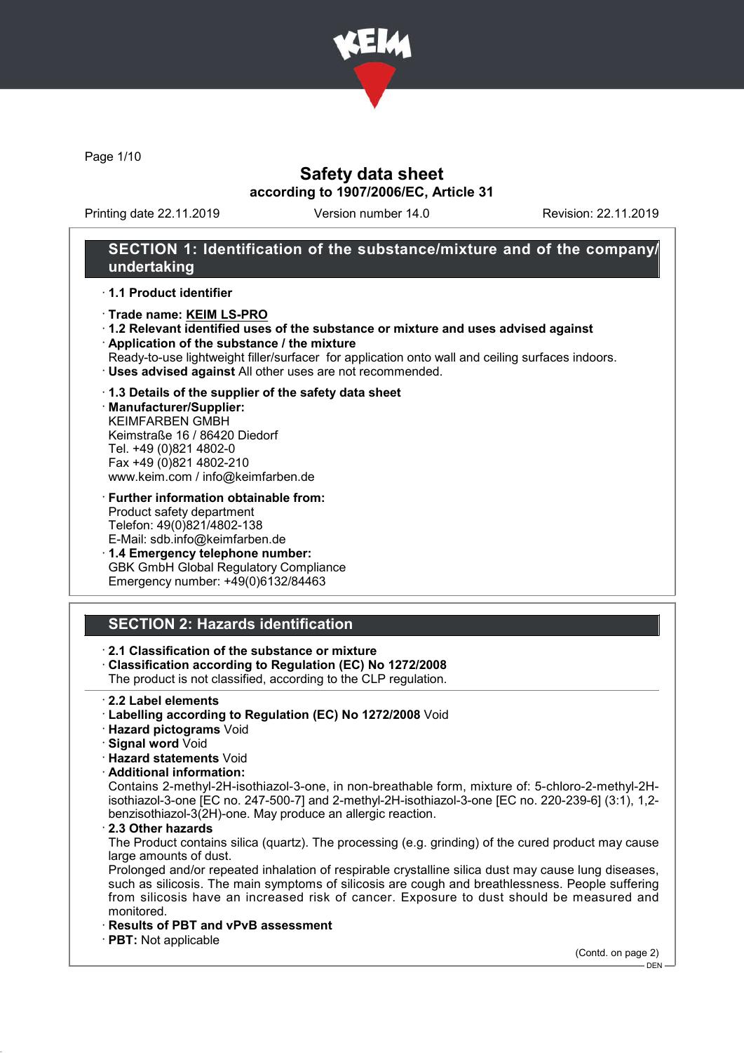# Safety data sheet
**according to 1907/2006/EC, Article 31**

Printing date 22.11.2019 Version number 14.0 Revision: 22.11.2019

## SECTION 1: Identification of the substance/mixture and of the company/undertaking

· **1.1 Product identifier**

· **Trade name: KEIM LS-PRO**
· **1.2 Relevant identified uses of the substance or mixture and uses advised against**
· **Application of the substance / the mixture**
Ready-to-use lightweight filler/surfacer for application onto wall and ceiling surfaces indoors.
· **Uses advised against** All other uses are not recommended.

· **1.3 Details of the supplier of the safety data sheet**
· **Manufacturer/Supplier:**
KEIMFARBEN GMBH
Keimstraße 16 / 86420 Diedorf
Tel. +49 (0)821 4802-0
Fax +49 (0)821 4802-210
www.keim.com / info@keimfarben.de

· **Further information obtainable from:**
Product safety department
Telefon: 49(0)821/4802-138
E-Mail: sdb.info@keimfarben.de
· **1.4 Emergency telephone number:**
GBK GmbH Global Regulatory Compliance
Emergency number: +49(0)6132/84463

## SECTION 2: Hazards identification

· **2.1 Classification of the substance or mixture**
· **Classification according to Regulation (EC) No 1272/2008**
The product is not classified, according to the CLP regulation.

· **2.2 Label elements**
· **Labelling according to Regulation (EC) No 1272/2008** Void
· **Hazard pictograms** Void
· **Signal word** Void
· **Hazard statements** Void
· **Additional information:**
Contains 2-methyl-2H-isothiazol-3-one, in non-breathable form, mixture of: 5-chloro-2-methyl-2H-isothiazol-3-one [EC no. 247-500-7] and 2-methyl-2H-isothiazol-3-one [EC no. 220-239-6] (3:1), 1,2-benzisothiazol-3(2H)-one. May produce an allergic reaction.
· **2.3 Other hazards**
The Product contains silica (quartz). The processing (e.g. grinding) of the cured product may cause large amounts of dust.
Prolonged and/or repeated inhalation of respirable crystalline silica dust may cause lung diseases, such as silicosis. The main symptoms of silicosis are cough and breathlessness. People suffering from silicosis have an increased risk of cancer. Exposure to dust should be measured and monitored.
· **Results of PBT and vPvB assessment**
· **PBT:** Not applicable

(Contd. on page 2)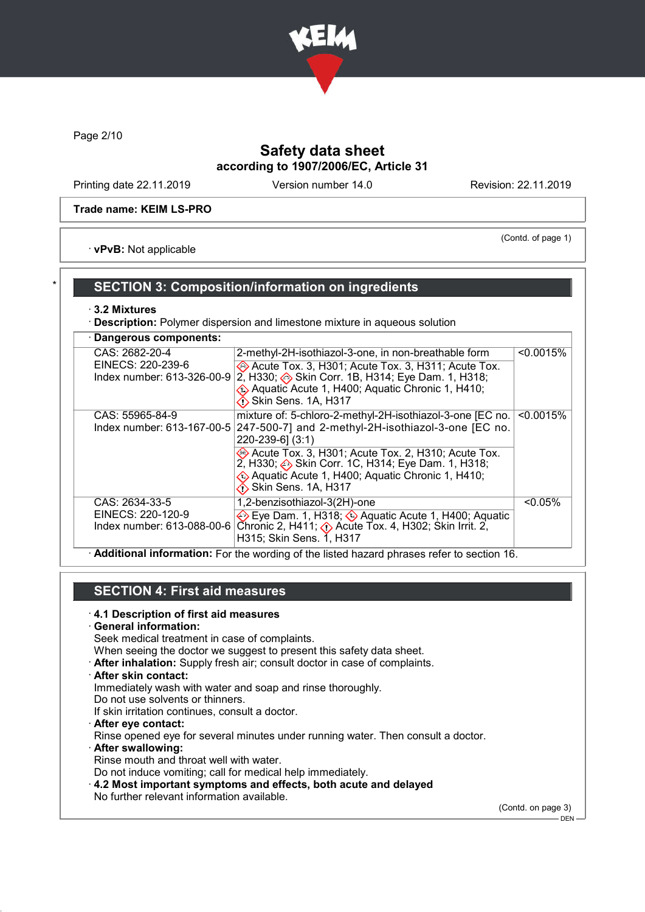Safety data sheet

according to 1907/2006/EC, Article 31

Printing date 22.11.2019 Version number 14.0 Revision: 22.11.2019

**Trade name: KEIM LS-PRO**

(Contd. of page 1)

· **vPvB:** Not applicable

## SECTION 3: Composition/information on ingredients

· **3.2 Mixtures**

· **Description:** Polymer dispersion and limestone mixture in aqueous solution

| · Dangerous components: | | |
|---|---|---|
| CAS: 2682-20-4<br>EINECS: 220-239-6<br>Index number: 613-326-00-9 | 2-methyl-2H-isothiazol-3-one, in non-breathable form<br>Acute Tox. 3, H301; Acute Tox. 3, H311; Acute Tox. 2, H330; Skin Corr. 1B, H314; Eye Dam. 1, H318; Aquatic Acute 1, H400; Aquatic Chronic 1, H410; Skin Sens. 1A, H317 | <0.0015% |
| CAS: 55965-84-9<br>Index number: 613-167-00-5 | mixture of: 5-chloro-2-methyl-2H-isothiazol-3-one [EC no. 247-500-7] and 2-methyl-2H-isothiazol-3-one [EC no. 220-239-6] (3:1)<br>Acute Tox. 3, H301; Acute Tox. 2, H310; Acute Tox. 2, H330; Skin Corr. 1C, H314; Eye Dam. 1, H318; Aquatic Acute 1, H400; Aquatic Chronic 1, H410; Skin Sens. 1A, H317 | <0.0015% |
| CAS: 2634-33-5<br>EINECS: 220-120-9<br>Index number: 613-088-00-6 | 1,2-benzisothiazol-3(2H)-one<br>Eye Dam. 1, H318; Aquatic Acute 1, H400; Aquatic Chronic 2, H411; Acute Tox. 4, H302; Skin Irrit. 2, H315; Skin Sens. 1, H317 | <0.05% |

· **Additional information:** For the wording of the listed hazard phrases refer to section 16.

## SECTION 4: First aid measures

· **4.1 Description of first aid measures**

· **General information:**
Seek medical treatment in case of complaints.
When seeing the doctor we suggest to present this safety data sheet.

· **After inhalation:** Supply fresh air; consult doctor in case of complaints.

· **After skin contact:**
Immediately wash with water and soap and rinse thoroughly.
Do not use solvents or thinners.
If skin irritation continues, consult a doctor.

· **After eye contact:**
Rinse opened eye for several minutes under running water. Then consult a doctor.

· **After swallowing:**
Rinse mouth and throat well with water.
Do not induce vomiting; call for medical help immediately.

· **4.2 Most important symptoms and effects, both acute and delayed**
No further relevant information available.

(Contd. on page 3)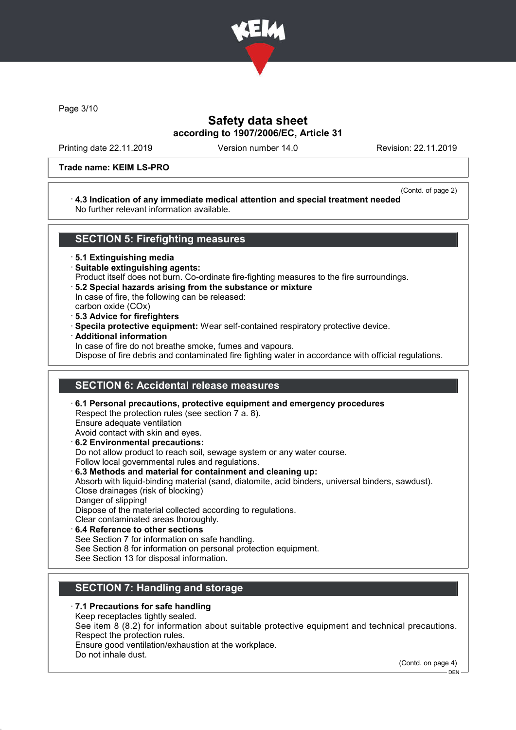# Safety data sheet
### according to 1907/2006/EC, Article 31

Printing date 22.11.2019 | Version number 14.0 | Revision: 22.11.2019

**Trade name: KEIM LS-PRO**

(Contd. of page 2)

· **4.3 Indication of any immediate medical attention and special treatment needed**
No further relevant information available.

## SECTION 5: Firefighting measures

· **5.1 Extinguishing media**
· **Suitable extinguishing agents:**
Product itself does not burn. Co-ordinate fire-fighting measures to the fire surroundings.
· **5.2 Special hazards arising from the substance or mixture**
In case of fire, the following can be released:
carbon oxide (COx)
· **5.3 Advice for firefighters**
· **Specila protective equipment:** Wear self-contained respiratory protective device.
· **Additional information**
In case of fire do not breathe smoke, fumes and vapours.
Dispose of fire debris and contaminated fire fighting water in accordance with official regulations.

## SECTION 6: Accidental release measures

· **6.1 Personal precautions, protective equipment and emergency procedures**
Respect the protection rules (see section 7 a. 8).
Ensure adequate ventilation
Avoid contact with skin and eyes.
· **6.2 Environmental precautions:**
Do not allow product to reach soil, sewage system or any water course.
Follow local governmental rules and regulations.
· **6.3 Methods and material for containment and cleaning up:**
Absorb with liquid-binding material (sand, diatomite, acid binders, universal binders, sawdust).
Close drainages (risk of blocking)
Danger of slipping!
Dispose of the material collected according to regulations.
Clear contaminated areas thoroughly.
· **6.4 Reference to other sections**
See Section 7 for information on safe handling.
See Section 8 for information on personal protection equipment.
See Section 13 for disposal information.

## SECTION 7: Handling and storage

· **7.1 Precautions for safe handling**
Keep receptacles tightly sealed.
See item 8 (8.2) for information about suitable protective equipment and technical precautions.
Respect the protection rules.
Ensure good ventilation/exhaustion at the workplace.
Do not inhale dust.

(Contd. on page 4)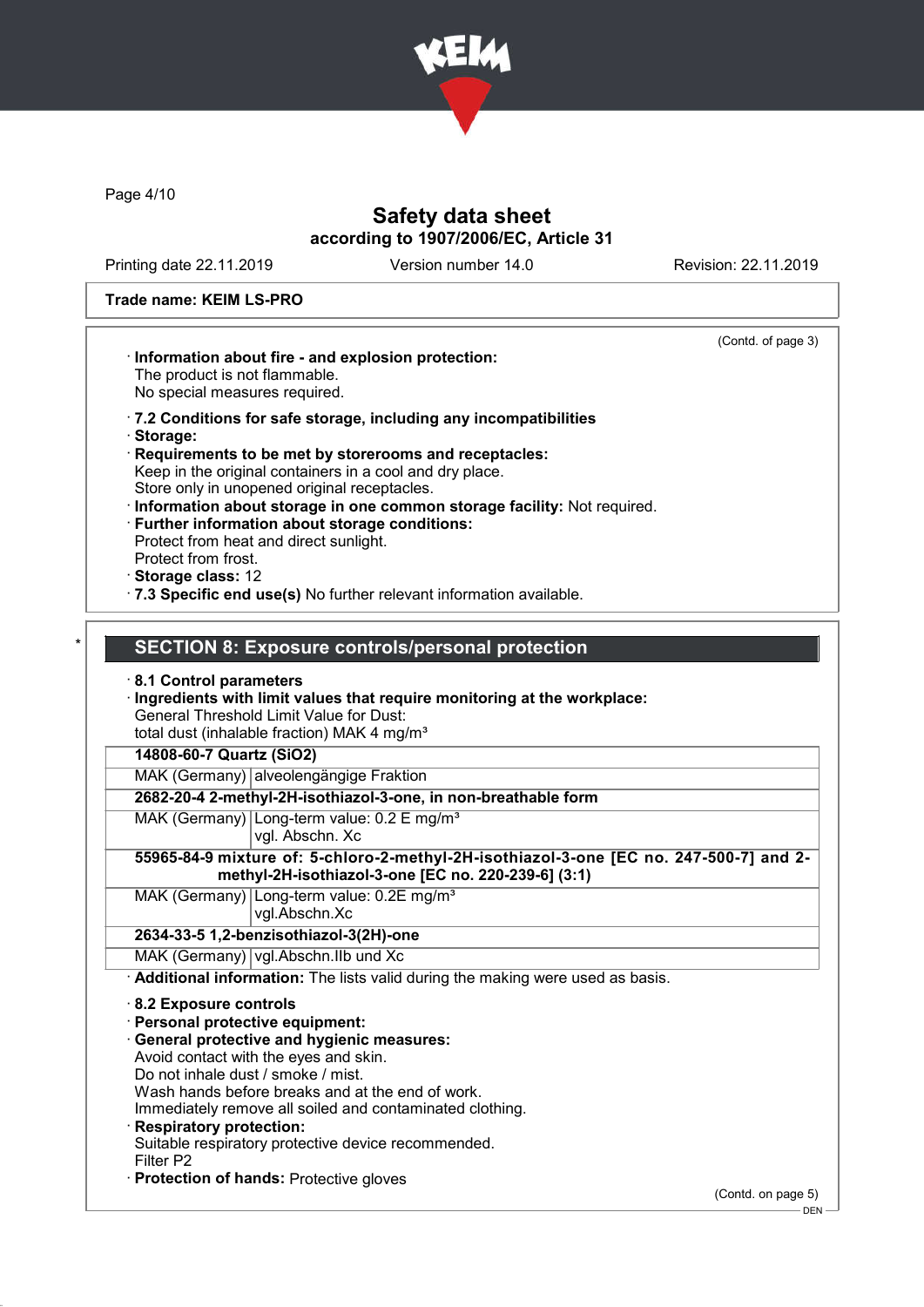Trade name: KEIM LS-PRO

(Contd. of page 3)

· **Information about fire - and explosion protection:**
The product is not flammable.
No special measures required.

· **7.2 Conditions for safe storage, including any incompatibilities**
· **Storage:**
· **Requirements to be met by storerooms and receptacles:**
Keep in the original containers in a cool and dry place.
Store only in unopened original receptacles.
· **Information about storage in one common storage facility:** Not required.
· **Further information about storage conditions:**
Protect from heat and direct sunlight.
Protect from frost.
· **Storage class:** 12
· **7.3 Specific end use(s)** No further relevant information available.

\* 

## SECTION 8: Exposure controls/personal protection

· **8.1 Control parameters**
· **Ingredients with limit values that require monitoring at the workplace:**
General Threshold Limit Value for Dust:
total dust (inhalable fraction) MAK 4 mg/m³

| **14808-60-7 Quartz ($SiO_2$)** | |
|---|---|
| MAK (Germany) | alveolengängige Fraktion |
| **2682-20-4 2-methyl-2H-isothiazol-3-one, in non-breathable form** | |
| MAK (Germany) | Long-term value: 0.2 E mg/m³<br>vgl. Abschn. Xc |
| **55965-84-9 mixture of: 5-chloro-2-methyl-2H-isothiazol-3-one [EC no. 247-500-7] and 2-methyl-2H-isothiazol-3-one [EC no. 220-239-6] (3:1)** | |
| MAK (Germany) | Long-term value: 0.2E mg/m³<br>vgl.Abschn.Xc |
| **2634-33-5 1,2-benzisothiazol-3(2H)-one** | |
| MAK (Germany) | vgl.Abschn.IIb und Xc |

· **Additional information:** The lists valid during the making were used as basis.

· **8.2 Exposure controls**
· **Personal protective equipment:**
· **General protective and hygienic measures:**
Avoid contact with the eyes and skin.
Do not inhale dust / smoke / mist.
Wash hands before breaks and at the end of work.
Immediately remove all soiled and contaminated clothing.
· **Respiratory protection:**
Suitable respiratory protective device recommended.
Filter P2
· **Protection of hands:** Protective gloves

(Contd. on page 5)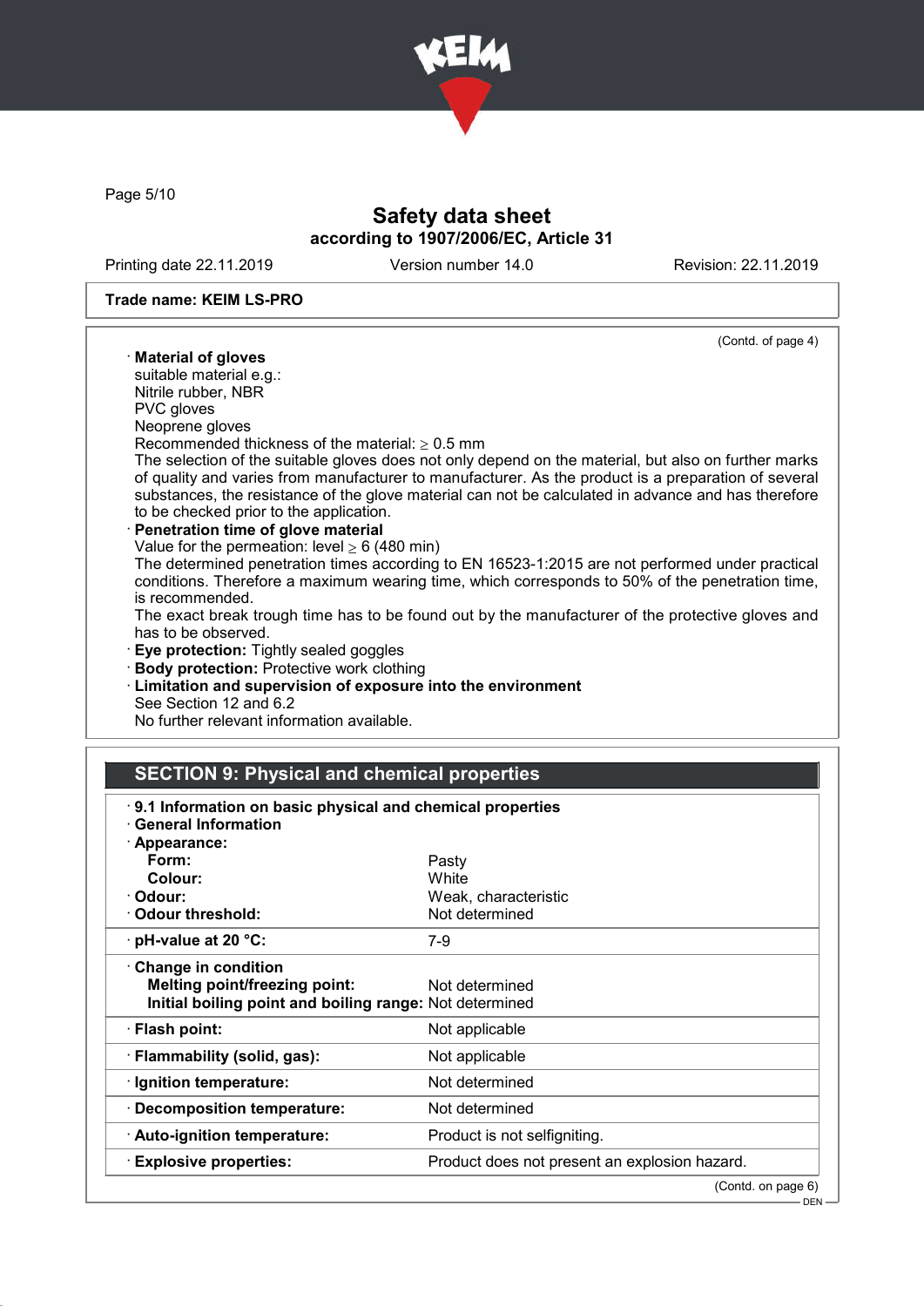Trade name: KEIM LS-PRO

(Contd. of page 4)

· **Material of gloves**
suitable material e.g.:
Nitrile rubber, NBR
PVC gloves
Neoprene gloves
Recommended thickness of the material: ≥ 0.5 mm
The selection of the suitable gloves does not only depend on the material, but also on further marks of quality and varies from manufacturer to manufacturer. As the product is a preparation of several substances, the resistance of the glove material can not be calculated in advance and has therefore to be checked prior to the application.

· **Penetration time of glove material**
Value for the permeation: level ≥ 6 (480 min)
The determined penetration times according to EN 16523-1:2015 are not performed under practical conditions. Therefore a maximum wearing time, which corresponds to 50% of the penetration time, is recommended.
The exact break trough time has to be found out by the manufacturer of the protective gloves and has to be observed.

· **Eye protection:** Tightly sealed goggles
· **Body protection:** Protective work clothing
· **Limitation and supervision of exposure into the environment**
See Section 12 and 6.2
No further relevant information available.

## SECTION 9: Physical and chemical properties

· **9.1 Information on basic physical and chemical properties**
· **General Information**

| · **Appearance:** | |
|---|---|
| **Form:** | Pasty |
| **Colour:** | White |
| · **Odour:** | Weak, characteristic |
| · **Odour threshold:** | Not determined |
| · **pH-value at 20 °C:** | 7-9 |
| · **Change in condition** | |
| **Melting point/freezing point:** | Not determined |
| **Initial boiling point and boiling range:** | Not determined |
| · **Flash point:** | Not applicable |
| · **Flammability (solid, gas):** | Not applicable |
| · **Ignition temperature:** | Not determined |
| · **Decomposition temperature:** | Not determined |
| · **Auto-ignition temperature:** | Product is not selfigniting. |
| · **Explosive properties:** | Product does not present an explosion hazard. |

(Contd. on page 6)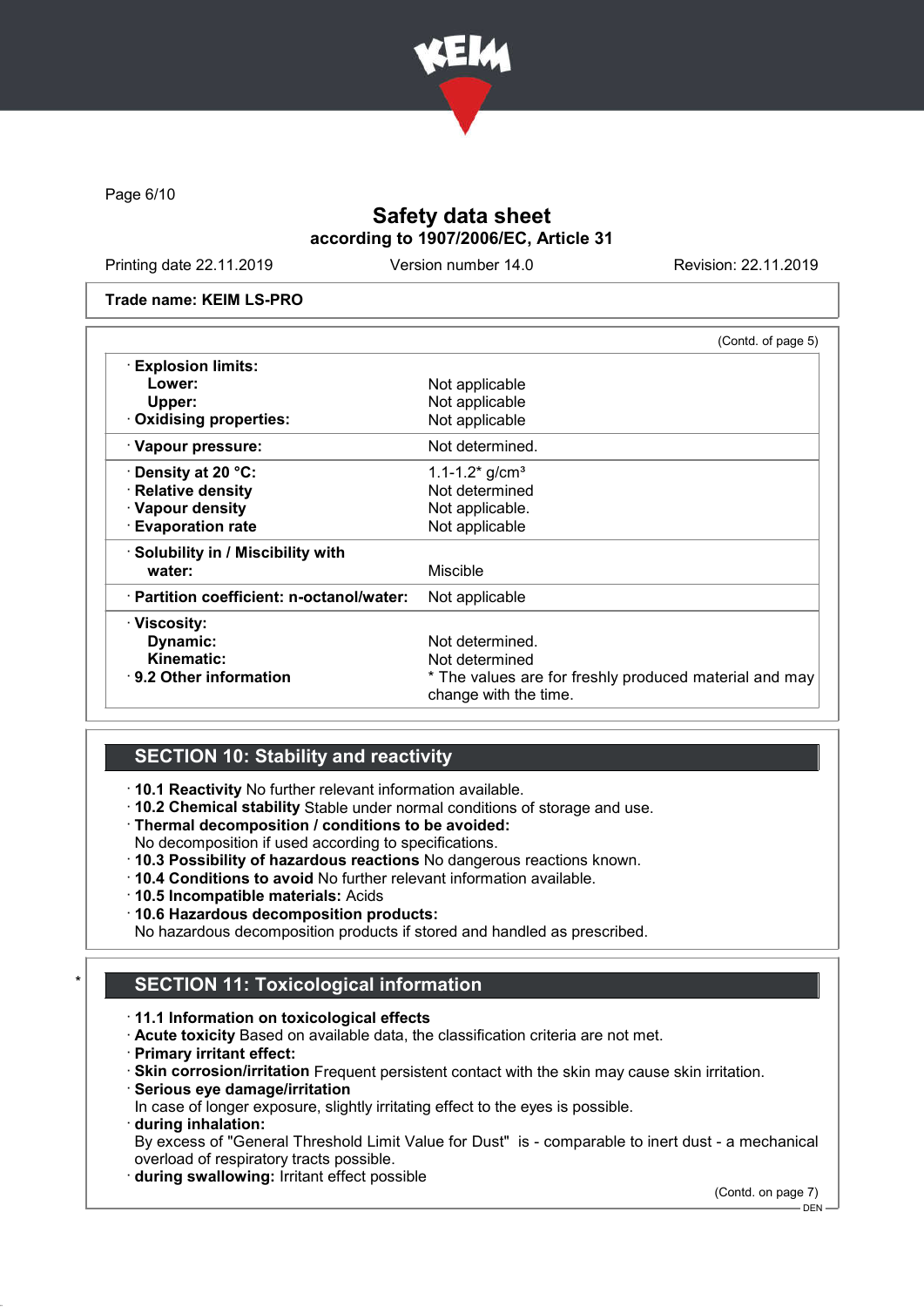Trade name: KEIM LS-PRO

(Contd. of page 5)

| | |
|---|---|
| · **Explosion limits:** | |
| **Lower:** | Not applicable |
| **Upper:** | Not applicable |
| · **Oxidising properties:** | Not applicable |
| · **Vapour pressure:** | Not determined. |
| · **Density at 20 °C:** | 1.1-1.2* g/cm³ |
| · **Relative density** | Not determined |
| · **Vapour density** | Not applicable. |
| · **Evaporation rate** | Not applicable |
| · **Solubility in / Miscibility with water:** | Miscible |
| · **Partition coefficient: n-octanol/water:** | Not applicable |
| · **Viscosity:** | |
| **Dynamic:** | Not determined. |
| **Kinematic:** | Not determined |
| · **9.2 Other information** | * The values are for freshly produced material and may change with the time. |

## SECTION 10: Stability and reactivity

· **10.1 Reactivity** No further relevant information available.
· **10.2 Chemical stability** Stable under normal conditions of storage and use.
· **Thermal decomposition / conditions to be avoided:**
No decomposition if used according to specifications.
· **10.3 Possibility of hazardous reactions** No dangerous reactions known.
· **10.4 Conditions to avoid** No further relevant information available.
· **10.5 Incompatible materials:** Acids
· **10.6 Hazardous decomposition products:**
No hazardous decomposition products if stored and handled as prescribed.

## * SECTION 11: Toxicological information

· **11.1 Information on toxicological effects**
· **Acute toxicity** Based on available data, the classification criteria are not met.
· **Primary irritant effect:**
· **Skin corrosion/irritation** Frequent persistent contact with the skin may cause skin irritation.
· **Serious eye damage/irritation**
In case of longer exposure, slightly irritating effect to the eyes is possible.
· **during inhalation:**
By excess of "General Threshold Limit Value for Dust" is - comparable to inert dust - a mechanical overload of respiratory tracts possible.
· **during swallowing:** Irritant effect possible

(Contd. on page 7)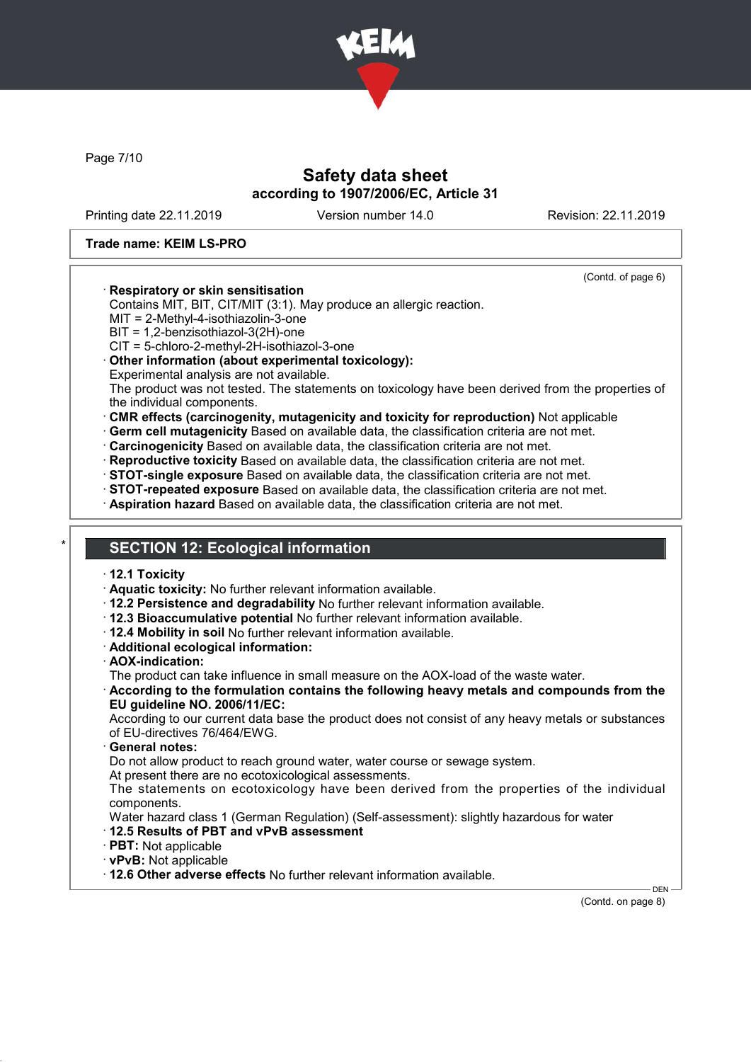Trade name: KEIM LS-PRO

(Contd. of page 6)

· **Respiratory or skin sensitisation**
Contains MIT, BIT, CIT/MIT (3:1). May produce an allergic reaction.
MIT = 2-Methyl-4-isothiazolin-3-one
BIT = 1,2-benzisothiazol-3(2H)-one
CIT = 5-chloro-2-methyl-2H-isothiazol-3-one
· **Other information (about experimental toxicology):**
Experimental analysis are not available.
The product was not tested. The statements on toxicology have been derived from the properties of the individual components.
· **CMR effects (carcinogenity, mutagenicity and toxicity for reproduction)** Not applicable
· **Germ cell mutagenicity** Based on available data, the classification criteria are not met.
· **Carcinogenicity** Based on available data, the classification criteria are not met.
· **Reproductive toxicity** Based on available data, the classification criteria are not met.
· **STOT-single exposure** Based on available data, the classification criteria are not met.
· **STOT-repeated exposure** Based on available data, the classification criteria are not met.
· **Aspiration hazard** Based on available data, the classification criteria are not met.

## SECTION 12: Ecological information

· **12.1 Toxicity**
· **Aquatic toxicity:** No further relevant information available.
· **12.2 Persistence and degradability** No further relevant information available.
· **12.3 Bioaccumulative potential** No further relevant information available.
· **12.4 Mobility in soil** No further relevant information available.
· **Additional ecological information:**
· **AOX-indication:**
The product can take influence in small measure on the AOX-load of the waste water.
· **According to the formulation contains the following heavy metals and compounds from the EU guideline NO. 2006/11/EC:**
According to our current data base the product does not consist of any heavy metals or substances of EU-directives 76/464/EWG.
· **General notes:**
Do not allow product to reach ground water, water course or sewage system.
At present there are no ecotoxicological assessments.
The statements on ecotoxicology have been derived from the properties of the individual components.
Water hazard class 1 (German Regulation) (Self-assessment): slightly hazardous for water
· **12.5 Results of PBT and vPvB assessment**
· **PBT:** Not applicable
· **vPvB:** Not applicable
· **12.6 Other adverse effects** No further relevant information available.

(Contd. on page 8)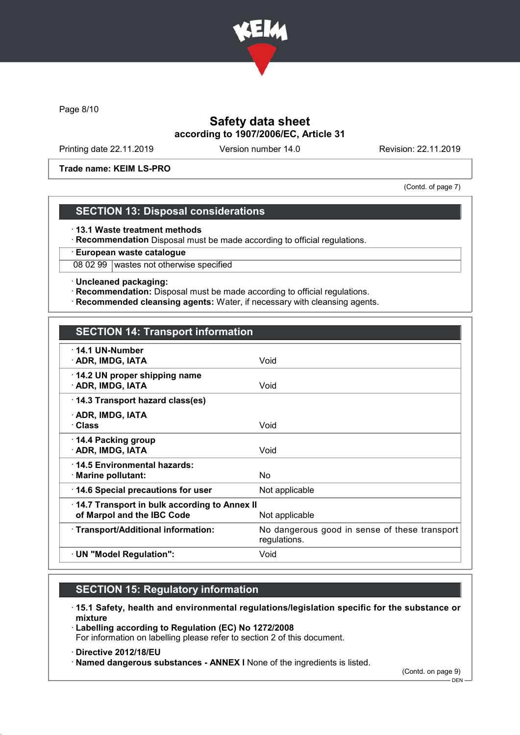Trade name: KEIM LS-PRO

(Contd. of page 7)

## SECTION 13: Disposal considerations

· **13.1 Waste treatment methods**
· **Recommendation** Disposal must be made according to official regulations.

| · European waste catalogue | |
|---|---|
| 08 02 99 | wastes not otherwise specified |

· **Uncleaned packaging:**
· **Recommendation:** Disposal must be made according to official regulations.
· **Recommended cleansing agents:** Water, if necessary with cleansing agents.

## SECTION 14: Transport information

| | |
|---|---|
| · **14.1 UN-Number**<br>· **ADR, IMDG, IATA** | Void |
| · **14.2 UN proper shipping name**<br>· **ADR, IMDG, IATA** | Void |
| · **14.3 Transport hazard class(es)**<br>· **ADR, IMDG, IATA**<br>· **Class** | Void |
| · **14.4 Packing group**<br>· **ADR, IMDG, IATA** | Void |
| · **14.5 Environmental hazards:**<br>· **Marine pollutant:** | No |
| · **14.6 Special precautions for user** | Not applicable |
| · **14.7 Transport in bulk according to Annex II of Marpol and the IBC Code** | Not applicable |
| · **Transport/Additional information:** | No dangerous good in sense of these transport regulations. |
| · **UN "Model Regulation":** | Void |

## SECTION 15: Regulatory information

· **15.1 Safety, health and environmental regulations/legislation specific for the substance or mixture**
· **Labelling according to Regulation (EC) No 1272/2008**
For information on labelling please refer to section 2 of this document.

· **Directive 2012/18/EU**
· **Named dangerous substances - ANNEX I** None of the ingredients is listed.

(Contd. on page 9)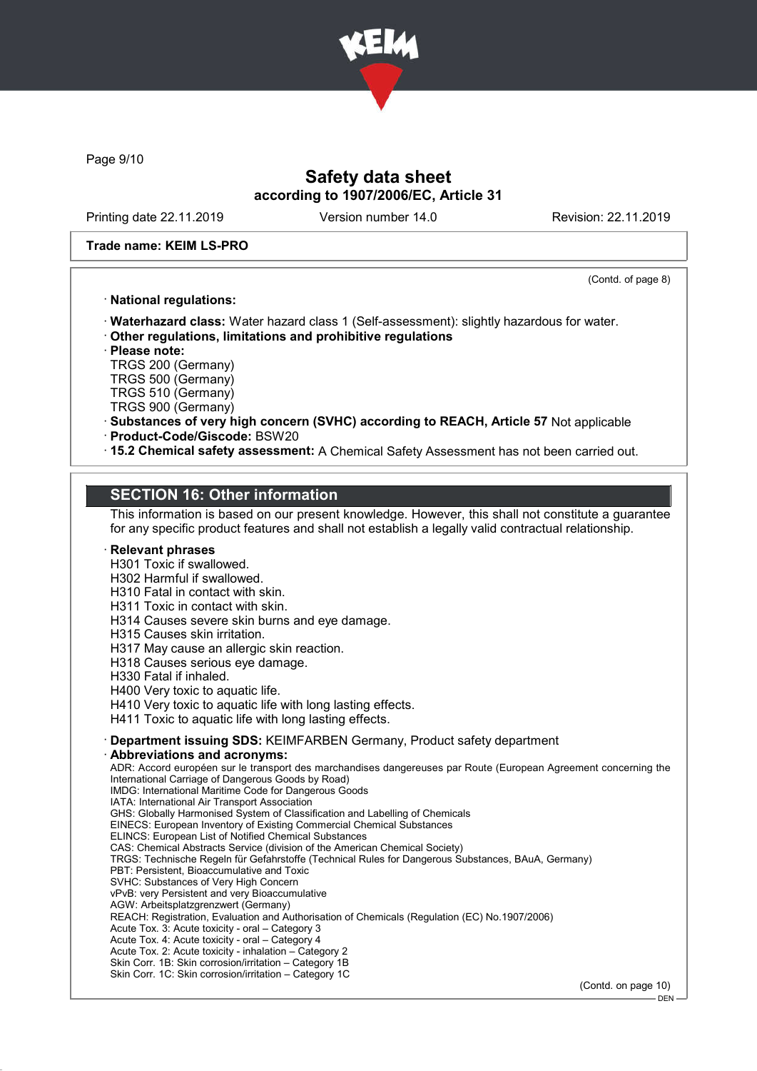(Contd. of page 8)

· **National regulations:**

· **Waterhazard class:** Water hazard class 1 (Self-assessment): slightly hazardous for water.
· **Other regulations, limitations and prohibitive regulations**
· **Please note:**
TRGS 200 (Germany)
TRGS 500 (Germany)
TRGS 510 (Germany)
TRGS 900 (Germany)
· **Substances of very high concern (SVHC) according to REACH, Article 57** Not applicable
· **Product-Code/Giscode:** BSW20
· **15.2 Chemical safety assessment:** A Chemical Safety Assessment has not been carried out.

## SECTION 16: Other information

This information is based on our present knowledge. However, this shall not constitute a guarantee for any specific product features and shall not establish a legally valid contractual relationship.

· **Relevant phrases**
H301 Toxic if swallowed.
H302 Harmful if swallowed.
H310 Fatal in contact with skin.
H311 Toxic in contact with skin.
H314 Causes severe skin burns and eye damage.
H315 Causes skin irritation.
H317 May cause an allergic skin reaction.
H318 Causes serious eye damage.
H330 Fatal if inhaled.
H400 Very toxic to aquatic life.
H410 Very toxic to aquatic life with long lasting effects.
H411 Toxic to aquatic life with long lasting effects.

· **Department issuing SDS:** KEIMFARBEN Germany, Product safety department
· **Abbreviations and acronyms:**
ADR: Accord européen sur le transport des marchandises dangereuses par Route (European Agreement concerning the International Carriage of Dangerous Goods by Road)
IMDG: International Maritime Code for Dangerous Goods
IATA: International Air Transport Association
GHS: Globally Harmonised System of Classification and Labelling of Chemicals
EINECS: European Inventory of Existing Commercial Chemical Substances
ELINCS: European List of Notified Chemical Substances
CAS: Chemical Abstracts Service (division of the American Chemical Society)
TRGS: Technische Regeln für Gefahrstoffe (Technical Rules for Dangerous Substances, BAuA, Germany)
PBT: Persistent, Bioaccumulative and Toxic
SVHC: Substances of Very High Concern
vPvB: very Persistent and very Bioaccumulative
AGW: Arbeitsplatzgrenzwert (Germany)
REACH: Registration, Evaluation and Authorisation of Chemicals (Regulation (EC) No.1907/2006)
Acute Tox. 3: Acute toxicity - oral – Category 3
Acute Tox. 4: Acute toxicity - oral – Category 4
Acute Tox. 2: Acute toxicity - inhalation – Category 2
Skin Corr. 1B: Skin corrosion/irritation – Category 1B
Skin Corr. 1C: Skin corrosion/irritation – Category 1C

(Contd. on page 10)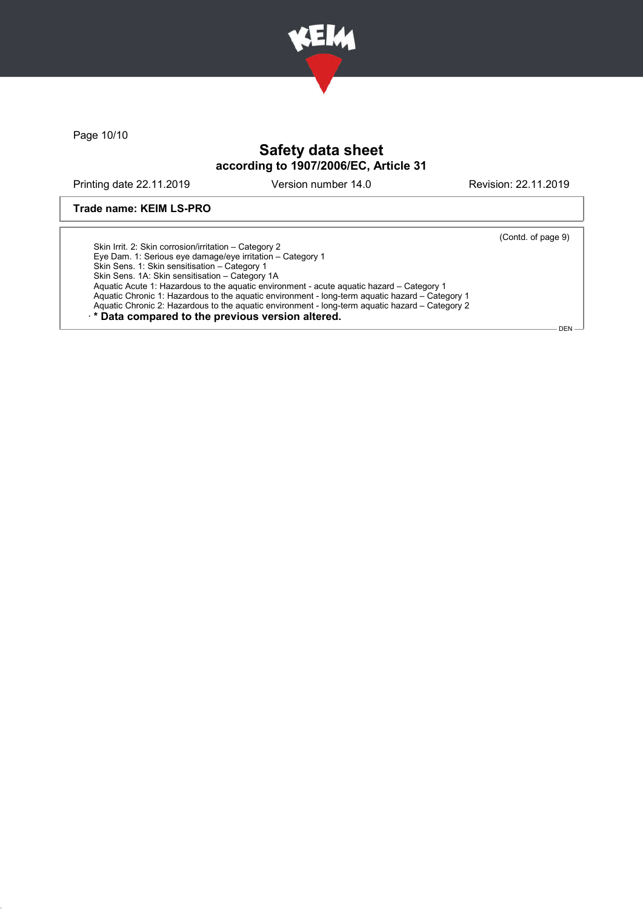Safety data sheet
according to 1907/2006/EC, Article 31

Printing date 22.11.2019 Version number 14.0 Revision: 22.11.2019

**Trade name: KEIM LS-PRO**

(Contd. of page 9)

Skin Irrit. 2: Skin corrosion/irritation – Category 2
Eye Dam. 1: Serious eye damage/eye irritation – Category 1
Skin Sens. 1: Skin sensitisation – Category 1
Skin Sens. 1A: Skin sensitisation – Category 1A
Aquatic Acute 1: Hazardous to the aquatic environment - acute aquatic hazard – Category 1
Aquatic Chronic 1: Hazardous to the aquatic environment - long-term aquatic hazard – Category 1
Aquatic Chronic 2: Hazardous to the aquatic environment - long-term aquatic hazard – Category 2

· **\* Data compared to the previous version altered.**

DEN